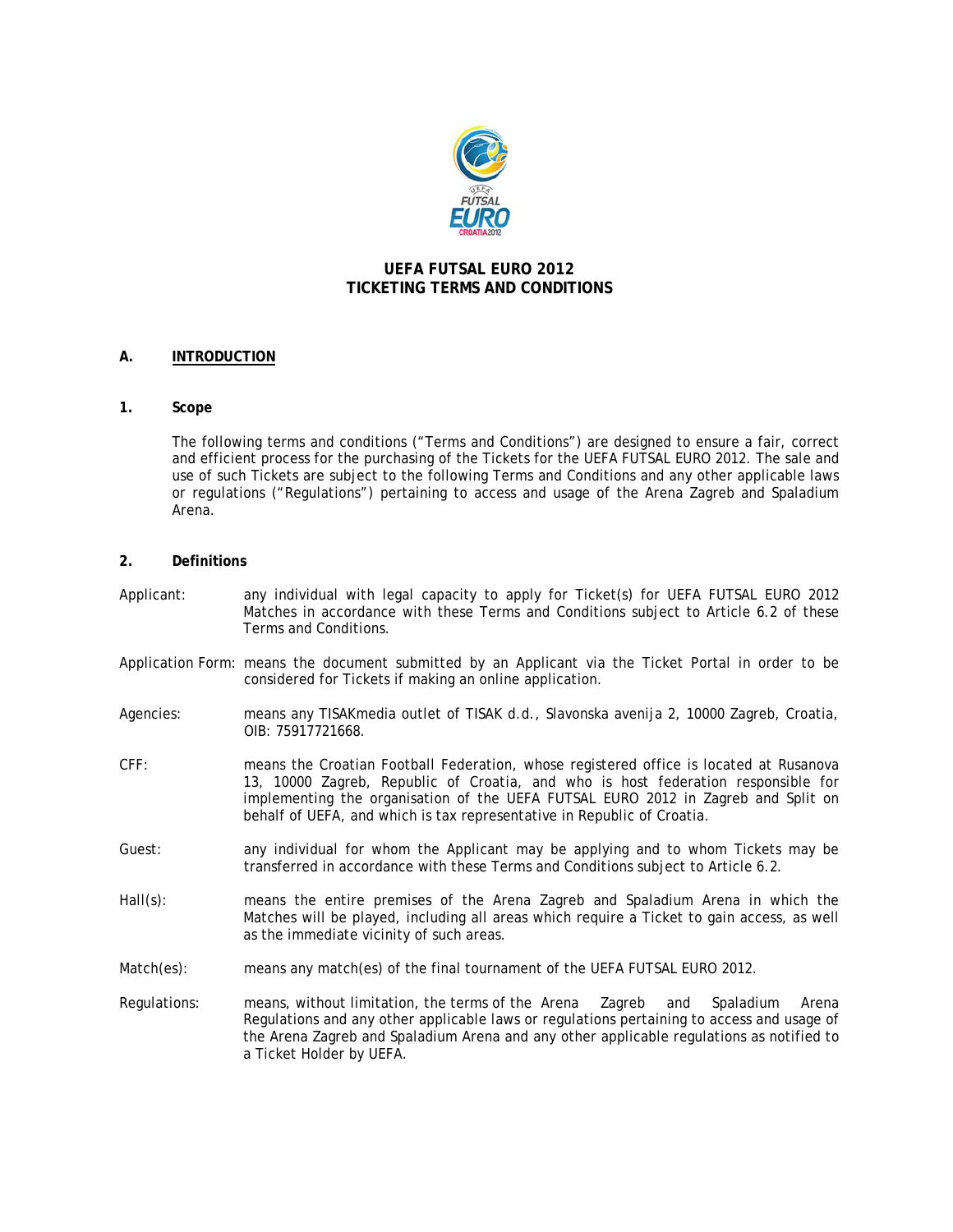# UEFA FUTSAL EURO 2012
# TICKETING TERMS AND CONDITIONS

## A. INTRODUCTION

### 1. Scope

The following terms and conditions ("Terms and Conditions") are designed to ensure a fair, correct and efficient process for the purchasing of the Tickets for the UEFA FUTSAL EURO 2012. The sale and use of such Tickets are subject to the following Terms and Conditions and any other applicable laws or regulations ("Regulations") pertaining to access and usage of the Arena Zagreb and Spaladium Arena.

### 2. Definitions

**Applicant:** any individual with legal capacity to apply for Ticket(s) for UEFA FUTSAL EURO 2012 Matches in accordance with these Terms and Conditions subject to Article 6.2 of these Terms and Conditions.

**Application Form:** means the document submitted by an Applicant via the Ticket Portal in order to be considered for Tickets if making an online application.

**Agencies:** means any TISAKmedia outlet of TISAK d.d., Slavonska avenija 2, 10000 Zagreb, Croatia, OIB: 75917721668.

**CFF:** means the Croatian Football Federation, whose registered office is located at Rusanova 13, 10000 Zagreb, Republic of Croatia, and who is host federation responsible for implementing the organisation of the UEFA FUTSAL EURO 2012 in Zagreb and Split on behalf of UEFA, and which is tax representative in Republic of Croatia.

**Guest:** any individual for whom the Applicant may be applying and to whom Tickets may be transferred in accordance with these Terms and Conditions subject to Article 6.2.

**Hall(s):** means the entire premises of the Arena Zagreb and Spaladium Arena in which the Matches will be played, including all areas which require a Ticket to gain access, as well as the immediate vicinity of such areas.

**Match(es):** means any match(es) of the final tournament of the UEFA FUTSAL EURO 2012.

**Regulations:** means, without limitation, the terms of the Arena Zagreb and Spaladium Arena Regulations and any other applicable laws or regulations pertaining to access and usage of the Arena Zagreb and Spaladium Arena and any other applicable regulations as notified to a Ticket Holder by UEFA.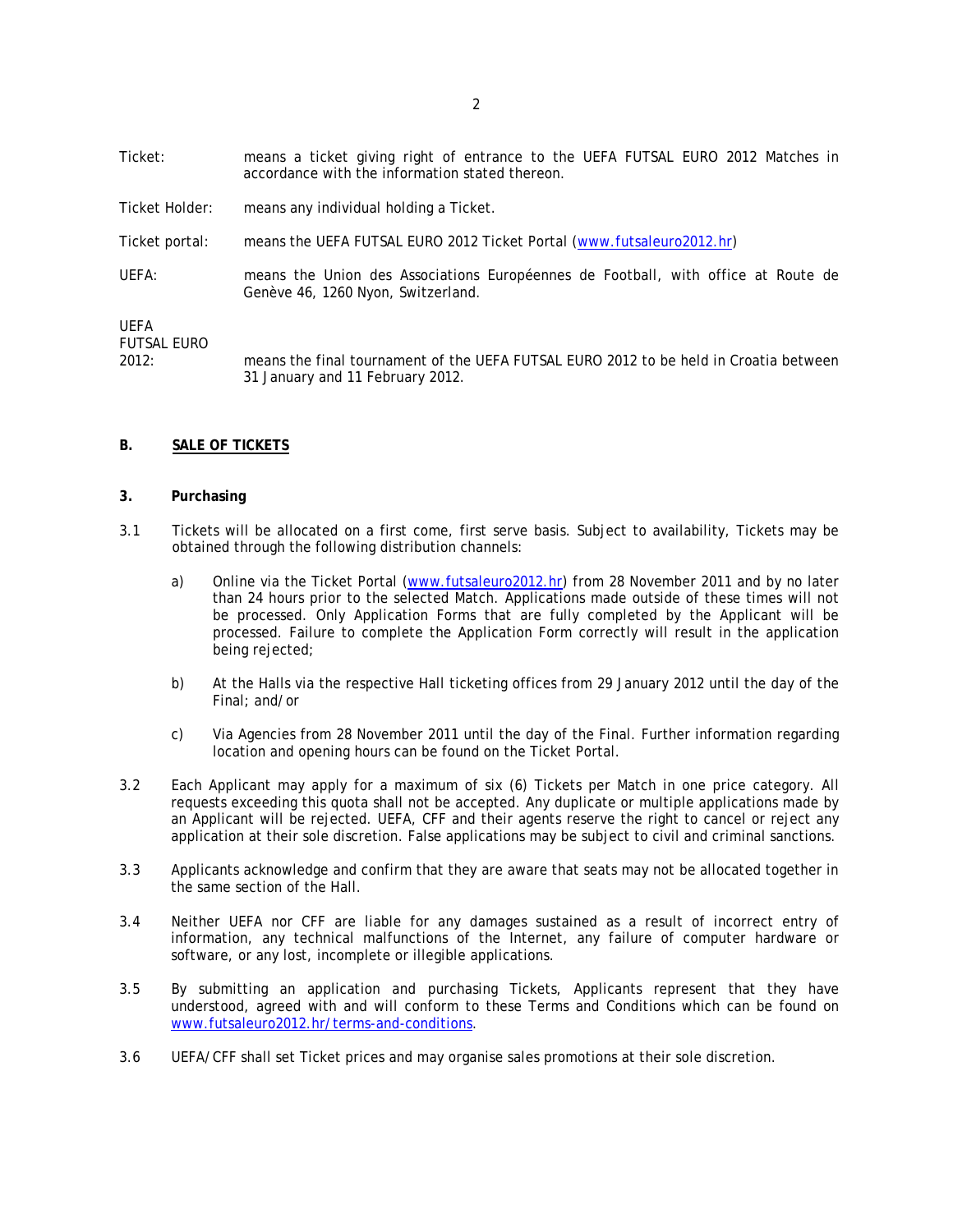Ticket: means a ticket giving right of entrance to the UEFA FUTSAL EURO 2012 Matches in accordance with the information stated thereon.

Ticket Holder: means any individual holding a Ticket.

Ticket portal: means the UEFA FUTSAL EURO 2012 Ticket Portal (www.futsaleuro2012.hr)

UEFA: means the Union des Associations Européennes de Football, with office at Route de Genève 46, 1260 Nyon, Switzerland.

UEFA FUTSAL EURO 2012: means the final tournament of the UEFA FUTSAL EURO 2012 to be held in Croatia between 31 January and 11 February 2012.

## B. SALE OF TICKETS

### 3. Purchasing

3.1 Tickets will be allocated on a first come, first serve basis. Subject to availability, Tickets may be obtained through the following distribution channels:

a) Online via the Ticket Portal (www.futsaleuro2012.hr) from 28 November 2011 and by no later than 24 hours prior to the selected Match. Applications made outside of these times will not be processed. Only Application Forms that are fully completed by the Applicant will be processed. Failure to complete the Application Form correctly will result in the application being rejected;

b) At the Halls via the respective Hall ticketing offices from 29 January 2012 until the day of the Final; and/or

c) Via Agencies from 28 November 2011 until the day of the Final. Further information regarding location and opening hours can be found on the Ticket Portal.

3.2 Each Applicant may apply for a maximum of six (6) Tickets per Match in one price category. All requests exceeding this quota shall not be accepted. Any duplicate or multiple applications made by an Applicant will be rejected. UEFA, CFF and their agents reserve the right to cancel or reject any application at their sole discretion. False applications may be subject to civil and criminal sanctions.

3.3 Applicants acknowledge and confirm that they are aware that seats may not be allocated together in the same section of the Hall.

3.4 Neither UEFA nor CFF are liable for any damages sustained as a result of incorrect entry of information, any technical malfunctions of the Internet, any failure of computer hardware or software, or any lost, incomplete or illegible applications.

3.5 By submitting an application and purchasing Tickets, Applicants represent that they have understood, agreed with and will conform to these Terms and Conditions which can be found on www.futsaleuro2012.hr/terms-and-conditions.

3.6 UEFA/CFF shall set Ticket prices and may organise sales promotions at their sole discretion.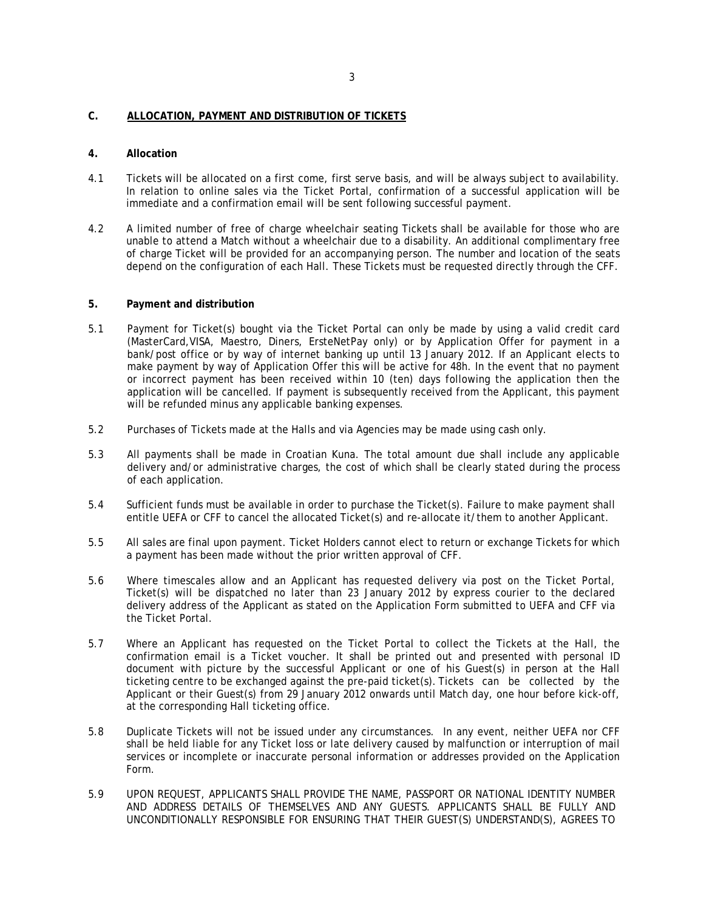## C. ALLOCATION, PAYMENT AND DISTRIBUTION OF TICKETS

### 4. Allocation

4.1 Tickets will be allocated on a first come, first serve basis, and will be always subject to availability. In relation to online sales via the Ticket Portal, confirmation of a successful application will be immediate and a confirmation email will be sent following successful payment.

4.2 A limited number of free of charge wheelchair seating Tickets shall be available for those who are unable to attend a Match without a wheelchair due to a disability. An additional complimentary free of charge Ticket will be provided for an accompanying person. The number and location of the seats depend on the configuration of each Hall. These Tickets must be requested directly through the CFF.

### 5. Payment and distribution

5.1 Payment for Ticket(s) bought via the Ticket Portal can only be made by using a valid credit card (MasterCard,VISA, Maestro, Diners, ErsteNetPay only) or by Application Offer for payment in a bank/post office or by way of internet banking up until 13 January 2012. If an Applicant elects to make payment by way of Application Offer this will be active for 48h. In the event that no payment or incorrect payment has been received within 10 (ten) days following the application then the application will be cancelled. If payment is subsequently received from the Applicant, this payment will be refunded minus any applicable banking expenses.

5.2 Purchases of Tickets made at the Halls and via Agencies may be made using cash only.

5.3 All payments shall be made in Croatian Kuna. The total amount due shall include any applicable delivery and/or administrative charges, the cost of which shall be clearly stated during the process of each application.

5.4 Sufficient funds must be available in order to purchase the Ticket(s). Failure to make payment shall entitle UEFA or CFF to cancel the allocated Ticket(s) and re-allocate it/them to another Applicant.

5.5 All sales are final upon payment. Ticket Holders cannot elect to return or exchange Tickets for which a payment has been made without the prior written approval of CFF.

5.6 Where timescales allow and an Applicant has requested delivery via post on the Ticket Portal, Ticket(s) will be dispatched no later than 23 January 2012 by express courier to the declared delivery address of the Applicant as stated on the Application Form submitted to UEFA and CFF via the Ticket Portal.

5.7 Where an Applicant has requested on the Ticket Portal to collect the Tickets at the Hall, the confirmation email is a Ticket voucher. It shall be printed out and presented with personal ID document with picture by the successful Applicant or one of his Guest(s) in person at the Hall ticketing centre to be exchanged against the pre-paid ticket(s). Tickets can be collected by the Applicant or their Guest(s) from 29 January 2012 onwards until Match day, one hour before kick-off, at the corresponding Hall ticketing office.

5.8 Duplicate Tickets will not be issued under any circumstances. In any event, neither UEFA nor CFF shall be held liable for any Ticket loss or late delivery caused by malfunction or interruption of mail services or incomplete or inaccurate personal information or addresses provided on the Application Form.

5.9 UPON REQUEST, APPLICANTS SHALL PROVIDE THE NAME, PASSPORT OR NATIONAL IDENTITY NUMBER AND ADDRESS DETAILS OF THEMSELVES AND ANY GUESTS. APPLICANTS SHALL BE FULLY AND UNCONDITIONALLY RESPONSIBLE FOR ENSURING THAT THEIR GUEST(S) UNDERSTAND(S), AGREES TO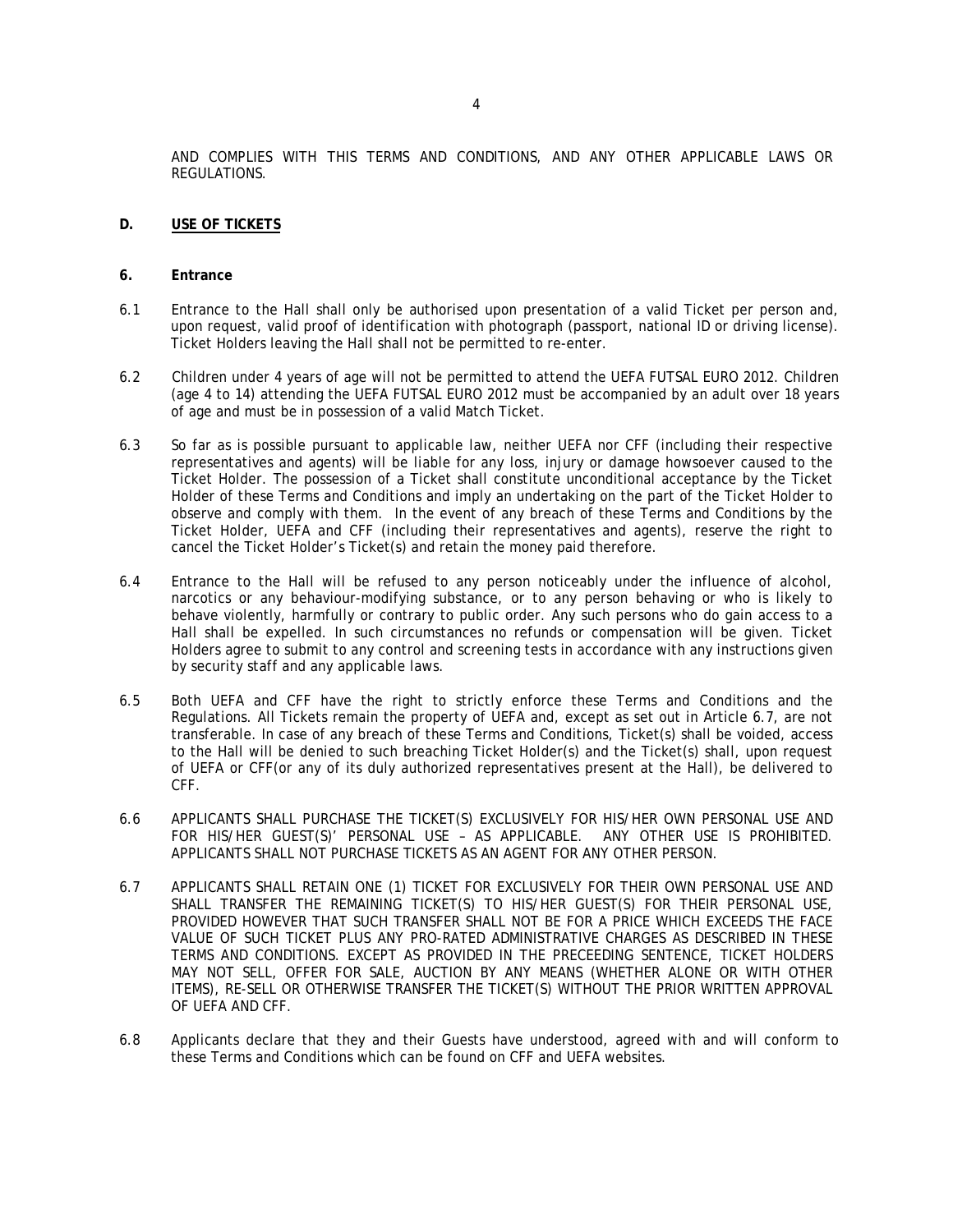AND COMPLIES WITH THIS TERMS AND CONDITIONS, AND ANY OTHER APPLICABLE LAWS OR REGULATIONS.

## D. USE OF TICKETS

### 6. Entrance

6.1 Entrance to the Hall shall only be authorised upon presentation of a valid Ticket per person and, upon request, valid proof of identification with photograph (passport, national ID or driving license). Ticket Holders leaving the Hall shall not be permitted to re-enter.

6.2 Children under 4 years of age will not be permitted to attend the UEFA FUTSAL EURO 2012. Children (age 4 to 14) attending the UEFA FUTSAL EURO 2012 must be accompanied by an adult over 18 years of age and must be in possession of a valid Match Ticket.

6.3 So far as is possible pursuant to applicable law, neither UEFA nor CFF (including their respective representatives and agents) will be liable for any loss, injury or damage howsoever caused to the Ticket Holder. The possession of a Ticket shall constitute unconditional acceptance by the Ticket Holder of these Terms and Conditions and imply an undertaking on the part of the Ticket Holder to observe and comply with them. In the event of any breach of these Terms and Conditions by the Ticket Holder, UEFA and CFF (including their representatives and agents), reserve the right to cancel the Ticket Holder's Ticket(s) and retain the money paid therefore.

6.4 Entrance to the Hall will be refused to any person noticeably under the influence of alcohol, narcotics or any behaviour-modifying substance, or to any person behaving or who is likely to behave violently, harmfully or contrary to public order. Any such persons who do gain access to a Hall shall be expelled. In such circumstances no refunds or compensation will be given. Ticket Holders agree to submit to any control and screening tests in accordance with any instructions given by security staff and any applicable laws.

6.5 Both UEFA and CFF have the right to strictly enforce these Terms and Conditions and the Regulations. All Tickets remain the property of UEFA and, except as set out in Article 6.7, are not transferable. In case of any breach of these Terms and Conditions, Ticket(s) shall be voided, access to the Hall will be denied to such breaching Ticket Holder(s) and the Ticket(s) shall, upon request of UEFA or CFF(or any of its duly authorized representatives present at the Hall), be delivered to CFF.

6.6 APPLICANTS SHALL PURCHASE THE TICKET(S) EXCLUSIVELY FOR HIS/HER OWN PERSONAL USE AND FOR HIS/HER GUEST(S)' PERSONAL USE – AS APPLICABLE. ANY OTHER USE IS PROHIBITED. APPLICANTS SHALL NOT PURCHASE TICKETS AS AN AGENT FOR ANY OTHER PERSON.

6.7 APPLICANTS SHALL RETAIN ONE (1) TICKET FOR EXCLUSIVELY FOR THEIR OWN PERSONAL USE AND SHALL TRANSFER THE REMAINING TICKET(S) TO HIS/HER GUEST(S) FOR THEIR PERSONAL USE, PROVIDED HOWEVER THAT SUCH TRANSFER SHALL NOT BE FOR A PRICE WHICH EXCEEDS THE FACE VALUE OF SUCH TICKET PLUS ANY PRO-RATED ADMINISTRATIVE CHARGES AS DESCRIBED IN THESE TERMS AND CONDITIONS. EXCEPT AS PROVIDED IN THE PRECEEDING SENTENCE, TICKET HOLDERS MAY NOT SELL, OFFER FOR SALE, AUCTION BY ANY MEANS (WHETHER ALONE OR WITH OTHER ITEMS), RE-SELL OR OTHERWISE TRANSFER THE TICKET(S) WITHOUT THE PRIOR WRITTEN APPROVAL OF UEFA AND CFF.

6.8 Applicants declare that they and their Guests have understood, agreed with and will conform to these Terms and Conditions which can be found on CFF and UEFA websites.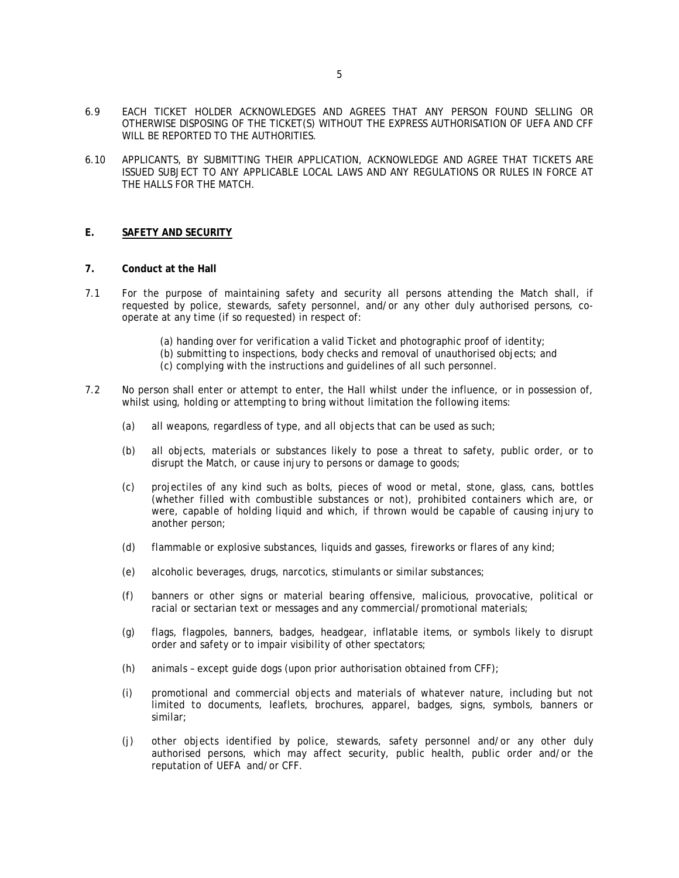6.9 EACH TICKET HOLDER ACKNOWLEDGES AND AGREES THAT ANY PERSON FOUND SELLING OR OTHERWISE DISPOSING OF THE TICKET(S) WITHOUT THE EXPRESS AUTHORISATION OF UEFA AND CFF WILL BE REPORTED TO THE AUTHORITIES.

6.10 APPLICANTS, BY SUBMITTING THEIR APPLICATION, ACKNOWLEDGE AND AGREE THAT TICKETS ARE ISSUED SUBJECT TO ANY APPLICABLE LOCAL LAWS AND ANY REGULATIONS OR RULES IN FORCE AT THE HALLS FOR THE MATCH.

## E. SAFETY AND SECURITY

### 7. Conduct at the Hall

7.1 For the purpose of maintaining safety and security all persons attending the Match shall, if requested by police, stewards, safety personnel, and/or any other duly authorised persons, co-operate at any time (if so requested) in respect of:

(a) handing over for verification a valid Ticket and photographic proof of identity;
(b) submitting to inspections, body checks and removal of unauthorised objects; and
(c) complying with the instructions and guidelines of all such personnel.

7.2 No person shall enter or attempt to enter, the Hall whilst under the influence, or in possession of, whilst using, holding or attempting to bring without limitation the following items:

(a) all weapons, regardless of type, and all objects that can be used as such;

(b) all objects, materials or substances likely to pose a threat to safety, public order, or to disrupt the Match, or cause injury to persons or damage to goods;

(c) projectiles of any kind such as bolts, pieces of wood or metal, stone, glass, cans, bottles (whether filled with combustible substances or not), prohibited containers which are, or were, capable of holding liquid and which, if thrown would be capable of causing injury to another person;

(d) flammable or explosive substances, liquids and gasses, fireworks or flares of any kind;

(e) alcoholic beverages, drugs, narcotics, stimulants or similar substances;

(f) banners or other signs or material bearing offensive, malicious, provocative, political or racial or sectarian text or messages and any commercial/promotional materials;

(g) flags, flagpoles, banners, badges, headgear, inflatable items, or symbols likely to disrupt order and safety or to impair visibility of other spectators;

(h) animals – except guide dogs (upon prior authorisation obtained from CFF);

(i) promotional and commercial objects and materials of whatever nature, including but not limited to documents, leaflets, brochures, apparel, badges, signs, symbols, banners or similar;

(j) other objects identified by police, stewards, safety personnel and/or any other duly authorised persons, which may affect security, public health, public order and/or the reputation of UEFA and/or CFF.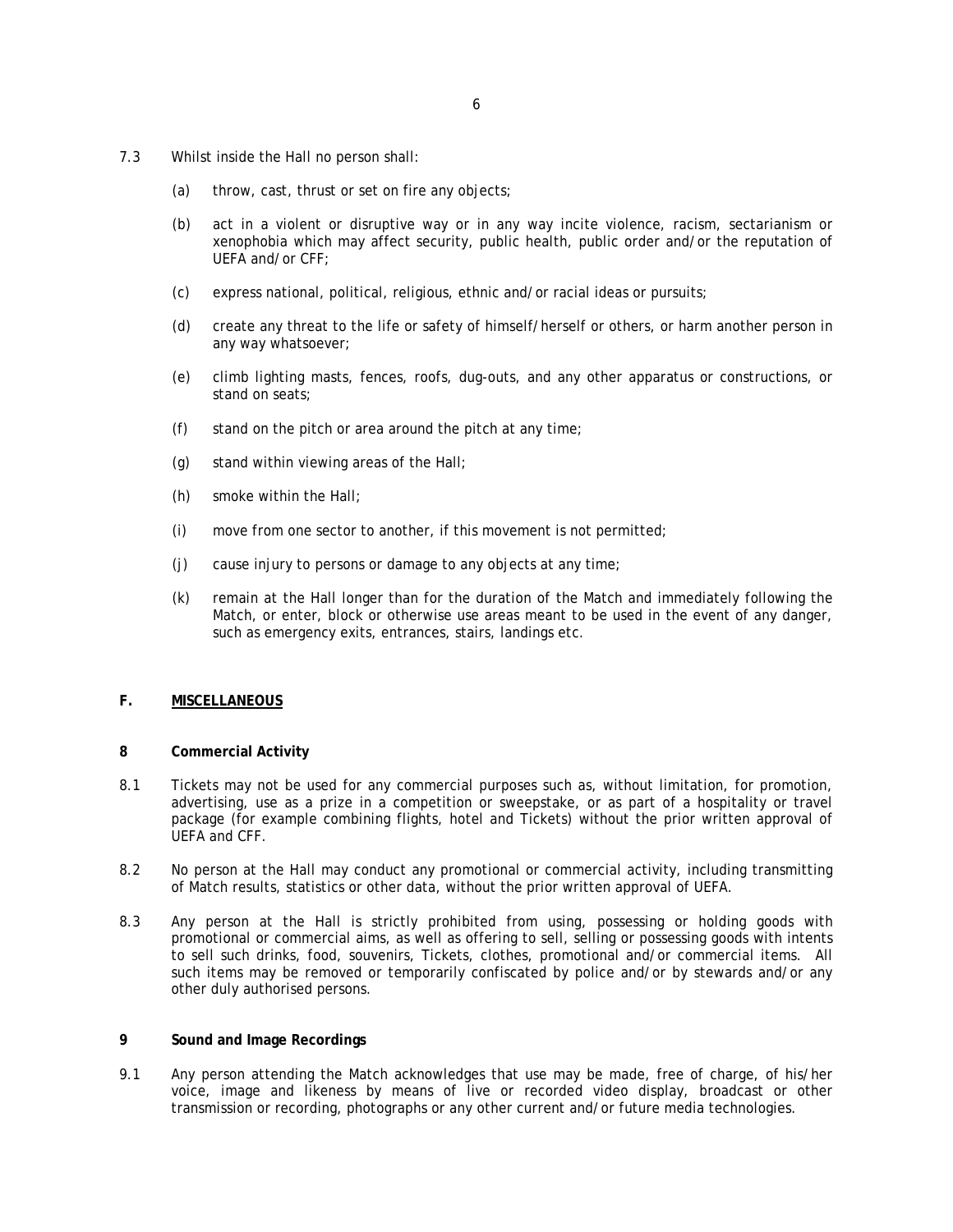7.3 Whilst inside the Hall no person shall:

(a) throw, cast, thrust or set on fire any objects;

(b) act in a violent or disruptive way or in any way incite violence, racism, sectarianism or xenophobia which may affect security, public health, public order and/or the reputation of UEFA and/or CFF;

(c) express national, political, religious, ethnic and/or racial ideas or pursuits;

(d) create any threat to the life or safety of himself/herself or others, or harm another person in any way whatsoever;

(e) climb lighting masts, fences, roofs, dug-outs, and any other apparatus or constructions, or stand on seats;

(f) stand on the pitch or area around the pitch at any time;

(g) stand within viewing areas of the Hall;

(h) smoke within the Hall;

(i) move from one sector to another, if this movement is not permitted;

(j) cause injury to persons or damage to any objects at any time;

(k) remain at the Hall longer than for the duration of the Match and immediately following the Match, or enter, block or otherwise use areas meant to be used in the event of any danger, such as emergency exits, entrances, stairs, landings etc.

## F. <u>MISCELLANEOUS</u>

### 8 Commercial Activity

8.1 Tickets may not be used for any commercial purposes such as, without limitation, for promotion, advertising, use as a prize in a competition or sweepstake, or as part of a hospitality or travel package (for example combining flights, hotel and Tickets) without the prior written approval of UEFA and CFF.

8.2 No person at the Hall may conduct any promotional or commercial activity, including transmitting of Match results, statistics or other data, without the prior written approval of UEFA.

8.3 Any person at the Hall is strictly prohibited from using, possessing or holding goods with promotional or commercial aims, as well as offering to sell, selling or possessing goods with intents to sell such drinks, food, souvenirs, Tickets, clothes, promotional and/or commercial items. All such items may be removed or temporarily confiscated by police and/or by stewards and/or any other duly authorised persons.

### 9 Sound and Image Recordings

9.1 Any person attending the Match acknowledges that use may be made, free of charge, of his/her voice, image and likeness by means of live or recorded video display, broadcast or other transmission or recording, photographs or any other current and/or future media technologies.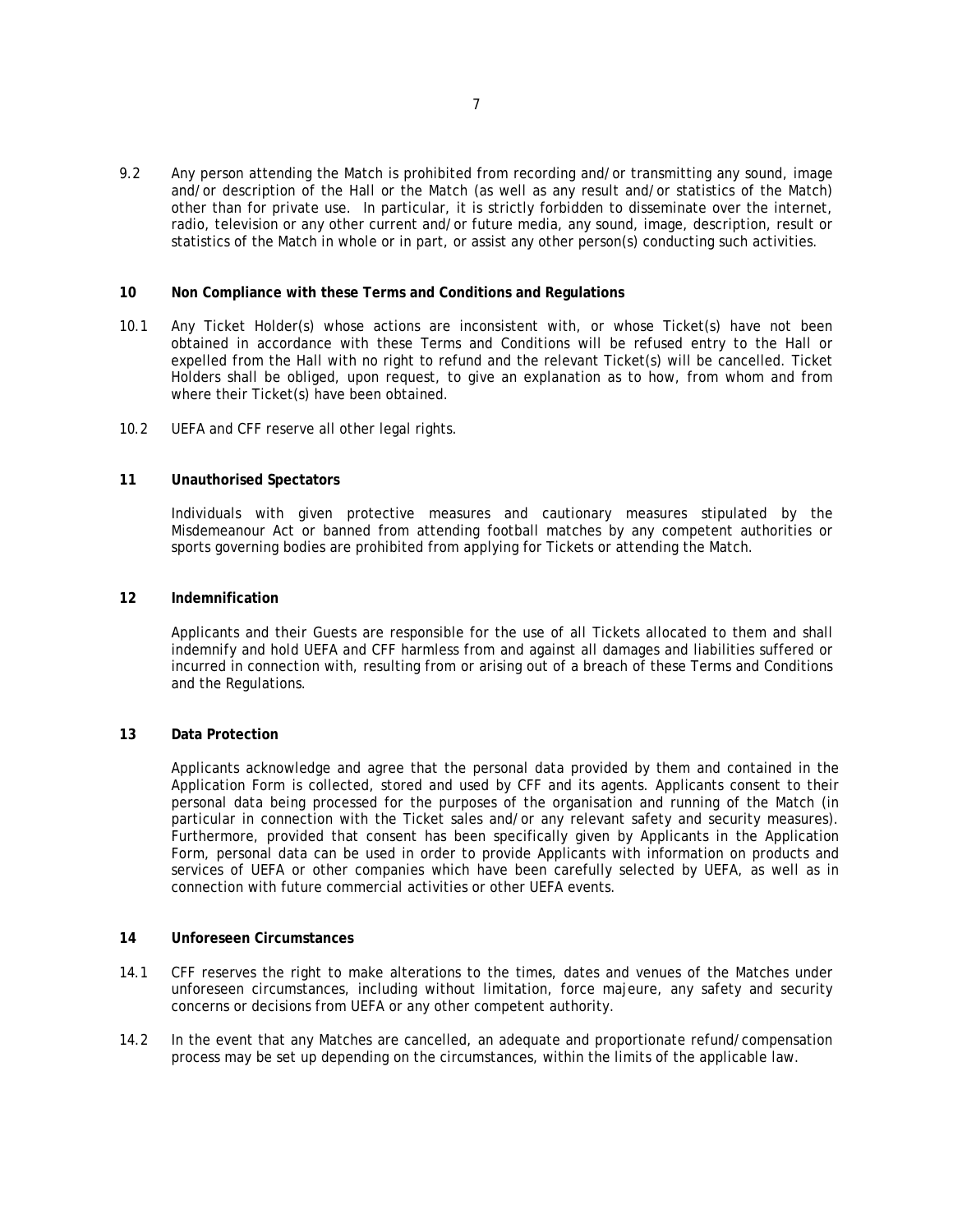9.2 Any person attending the Match is prohibited from recording and/or transmitting any sound, image and/or description of the Hall or the Match (as well as any result and/or statistics of the Match) other than for private use. In particular, it is strictly forbidden to disseminate over the internet, radio, television or any other current and/or future media, any sound, image, description, result or statistics of the Match in whole or in part, or assist any other person(s) conducting such activities.

## 10 Non Compliance with these Terms and Conditions and Regulations

10.1 Any Ticket Holder(s) whose actions are inconsistent with, or whose Ticket(s) have not been obtained in accordance with these Terms and Conditions will be refused entry to the Hall or expelled from the Hall with no right to refund and the relevant Ticket(s) will be cancelled. Ticket Holders shall be obliged, upon request, to give an explanation as to how, from whom and from where their Ticket(s) have been obtained.

10.2 UEFA and CFF reserve all other legal rights.

## 11 Unauthorised Spectators

Individuals with given protective measures and cautionary measures stipulated by the Misdemeanour Act or banned from attending football matches by any competent authorities or sports governing bodies are prohibited from applying for Tickets or attending the Match.

## 12 Indemnification

Applicants and their Guests are responsible for the use of all Tickets allocated to them and shall indemnify and hold UEFA and CFF harmless from and against all damages and liabilities suffered or incurred in connection with, resulting from or arising out of a breach of these Terms and Conditions and the Regulations.

## 13 Data Protection

Applicants acknowledge and agree that the personal data provided by them and contained in the Application Form is collected, stored and used by CFF and its agents. Applicants consent to their personal data being processed for the purposes of the organisation and running of the Match (in particular in connection with the Ticket sales and/or any relevant safety and security measures). Furthermore, provided that consent has been specifically given by Applicants in the Application Form, personal data can be used in order to provide Applicants with information on products and services of UEFA or other companies which have been carefully selected by UEFA, as well as in connection with future commercial activities or other UEFA events.

## 14 Unforeseen Circumstances

14.1 CFF reserves the right to make alterations to the times, dates and venues of the Matches under unforeseen circumstances, including without limitation, force majeure, any safety and security concerns or decisions from UEFA or any other competent authority.

14.2 In the event that any Matches are cancelled, an adequate and proportionate refund/compensation process may be set up depending on the circumstances, within the limits of the applicable law.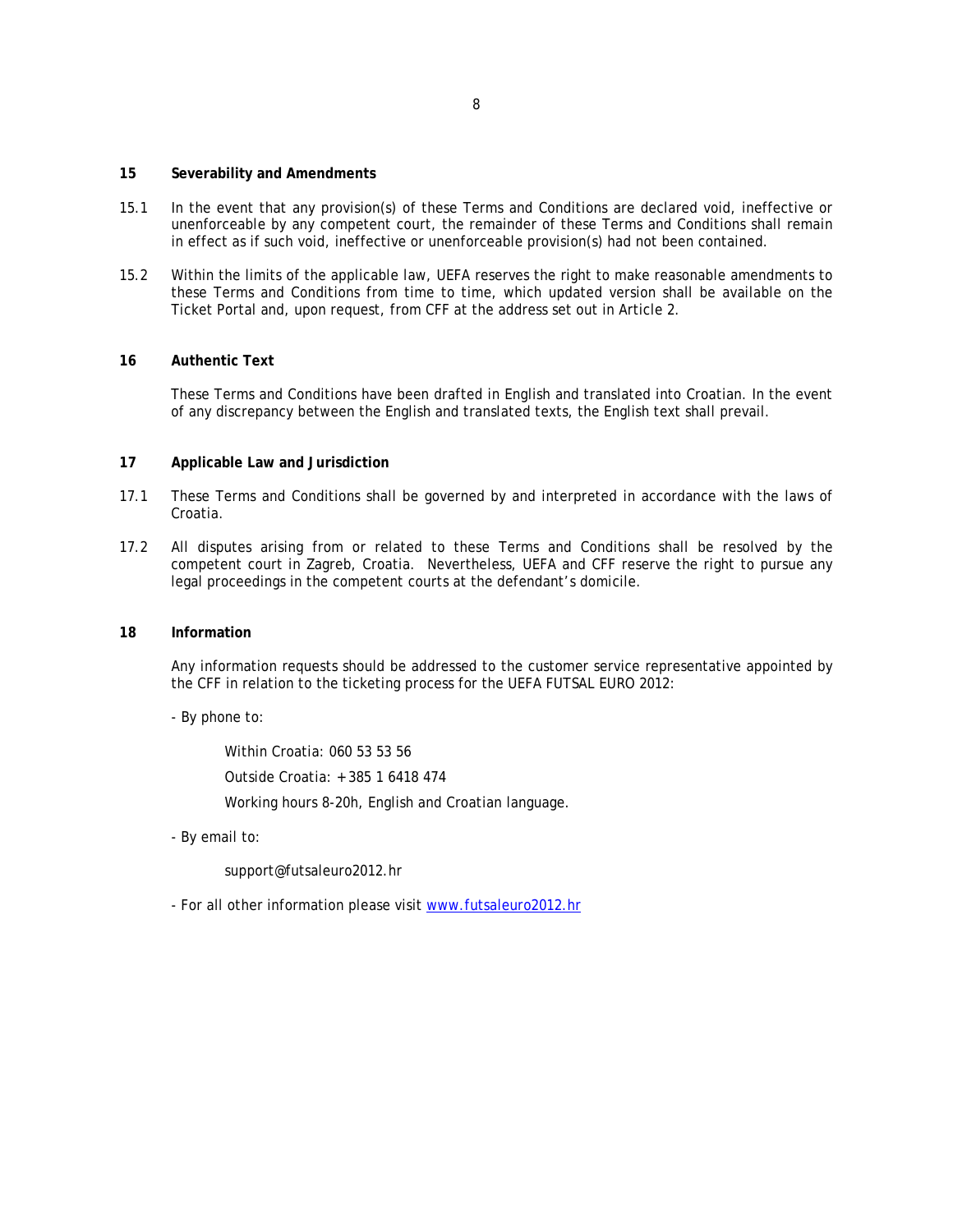## 15 Severability and Amendments

15.1 In the event that any provision(s) of these Terms and Conditions are declared void, ineffective or unenforceable by any competent court, the remainder of these Terms and Conditions shall remain in effect as if such void, ineffective or unenforceable provision(s) had not been contained.

15.2 Within the limits of the applicable law, UEFA reserves the right to make reasonable amendments to these Terms and Conditions from time to time, which updated version shall be available on the Ticket Portal and, upon request, from CFF at the address set out in Article 2.

## 16 Authentic Text

These Terms and Conditions have been drafted in English and translated into Croatian. In the event of any discrepancy between the English and translated texts, the English text shall prevail.

## 17 Applicable Law and Jurisdiction

17.1 These Terms and Conditions shall be governed by and interpreted in accordance with the laws of Croatia.

17.2 All disputes arising from or related to these Terms and Conditions shall be resolved by the competent court in Zagreb, Croatia. Nevertheless, UEFA and CFF reserve the right to pursue any legal proceedings in the competent courts at the defendant's domicile.

## 18 Information

Any information requests should be addressed to the customer service representative appointed by the CFF in relation to the ticketing process for the UEFA FUTSAL EURO 2012:

- By phone to:

  Within Croatia: 060 53 53 56

  Outside Croatia: +385 1 6418 474

  Working hours 8-20h, English and Croatian language.

- By email to:

  support@futsaleuro2012.hr

- For all other information please visit www.futsaleuro2012.hr